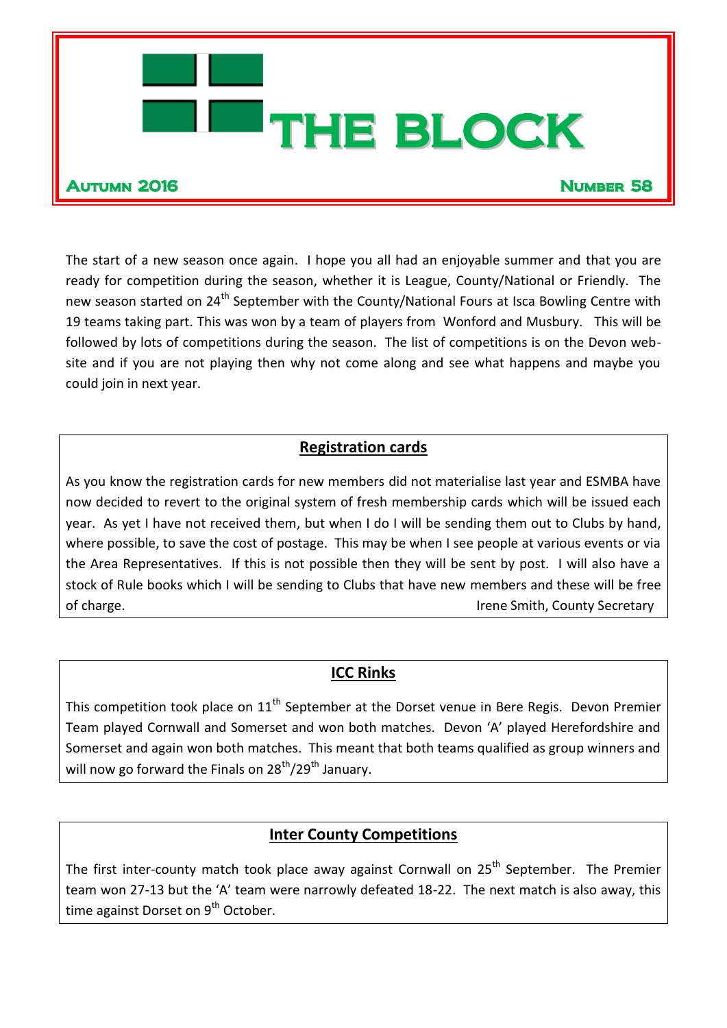# THE BLOCK

**AUTUMN 2016** **NUMBER 58**

The start of a new season once again. I hope you all had an enjoyable summer and that you are ready for competition during the season, whether it is League, County/National or Friendly. The new season started on 24th September with the County/National Fours at Isca Bowling Centre with 19 teams taking part. This was won by a team of players from Wonford and Musbury. This will be followed by lots of competitions during the season. The list of competitions is on the Devon web-site and if you are not playing then why not come along and see what happens and maybe you could join in next year.

## Registration cards

As you know the registration cards for new members did not materialise last year and ESMBA have now decided to revert to the original system of fresh membership cards which will be issued each year. As yet I have not received them, but when I do I will be sending them out to Clubs by hand, where possible, to save the cost of postage. This may be when I see people at various events or via the Area Representatives. If this is not possible then they will be sent by post. I will also have a stock of Rule books which I will be sending to Clubs that have new members and these will be free of charge.

Irene Smith, County Secretary

## ICC Rinks

This competition took place on 11th September at the Dorset venue in Bere Regis. Devon Premier Team played Cornwall and Somerset and won both matches. Devon 'A' played Herefordshire and Somerset and again won both matches. This meant that both teams qualified as group winners and will now go forward the Finals on 28th/29th January.

## Inter County Competitions

The first inter-county match took place away against Cornwall on 25th September. The Premier team won 27-13 but the 'A' team were narrowly defeated 18-22. The next match is also away, this time against Dorset on 9th October.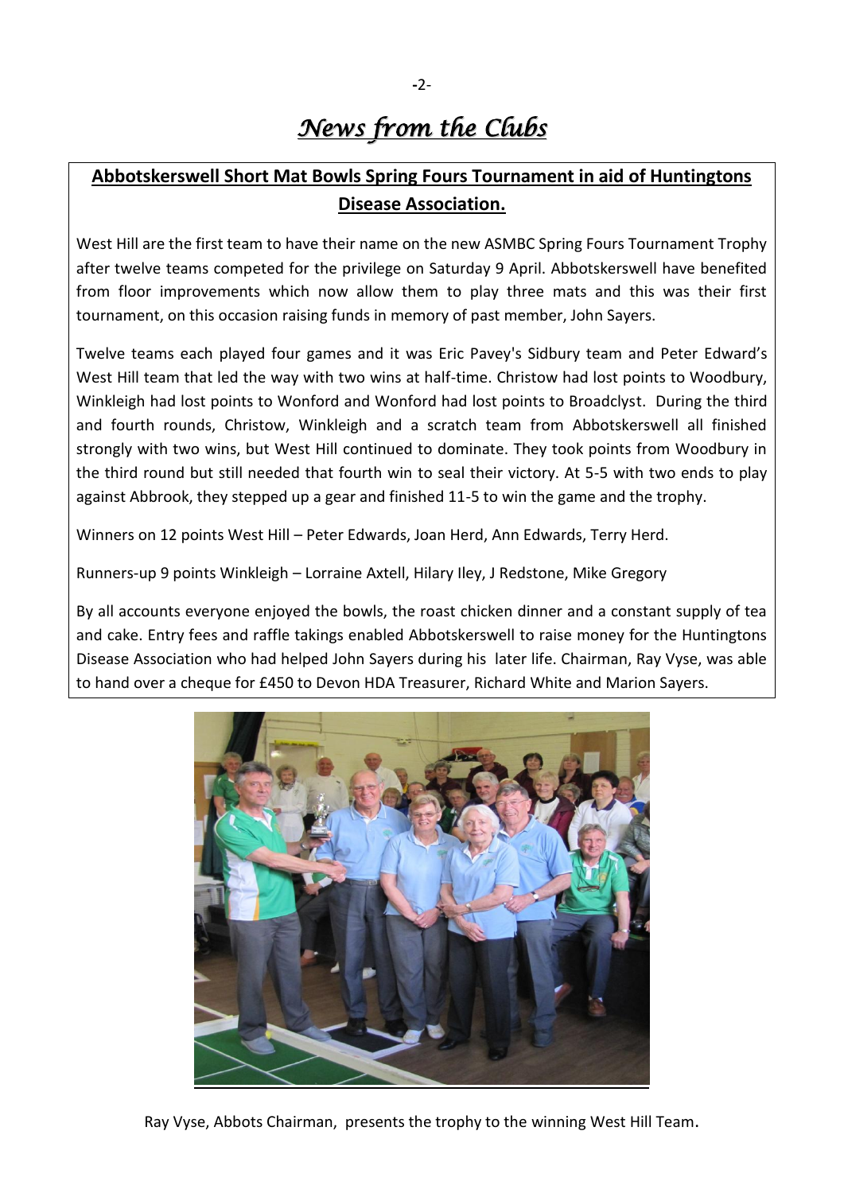# *News from the Clubs*

## Abbotskerswell Short Mat Bowls Spring Fours Tournament in aid of Huntingtons Disease Association.

West Hill are the first team to have their name on the new ASMBC Spring Fours Tournament Trophy after twelve teams competed for the privilege on Saturday 9 April. Abbotskerswell have benefited from floor improvements which now allow them to play three mats and this was their first tournament, on this occasion raising funds in memory of past member, John Sayers.

Twelve teams each played four games and it was Eric Pavey's Sidbury team and Peter Edward's West Hill team that led the way with two wins at half-time. Christow had lost points to Woodbury, Winkleigh had lost points to Wonford and Wonford had lost points to Broadclyst. During the third and fourth rounds, Christow, Winkleigh and a scratch team from Abbotskerswell all finished strongly with two wins, but West Hill continued to dominate. They took points from Woodbury in the third round but still needed that fourth win to seal their victory. At 5-5 with two ends to play against Abbrook, they stepped up a gear and finished 11-5 to win the game and the trophy.

Winners on 12 points West Hill – Peter Edwards, Joan Herd, Ann Edwards, Terry Herd.

Runners-up 9 points Winkleigh – Lorraine Axtell, Hilary Iley, J Redstone, Mike Gregory

By all accounts everyone enjoyed the bowls, the roast chicken dinner and a constant supply of tea and cake. Entry fees and raffle takings enabled Abbotskerswell to raise money for the Huntingtons Disease Association who had helped John Sayers during his later life. Chairman, Ray Vyse, was able to hand over a cheque for £450 to Devon HDA Treasurer, Richard White and Marion Sayers.

Ray Vyse, Abbots Chairman, presents the trophy to the winning West Hill Team.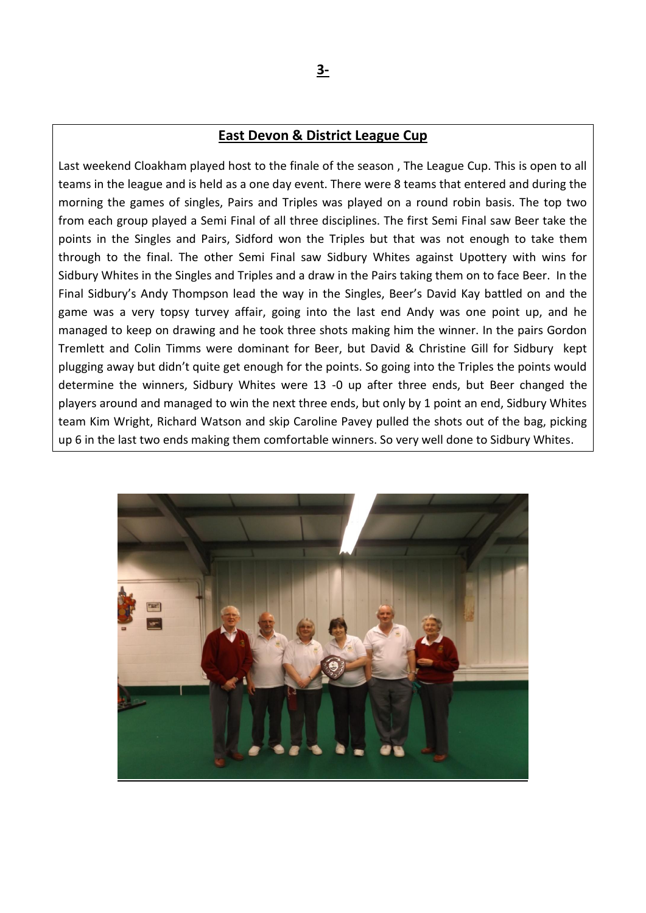## East Devon & District League Cup

Last weekend Cloakham played host to the finale of the season , The League Cup. This is open to all teams in the league and is held as a one day event. There were 8 teams that entered and during the morning the games of singles, Pairs and Triples was played on a round robin basis. The top two from each group played a Semi Final of all three disciplines. The first Semi Final saw Beer take the points in the Singles and Pairs, Sidford won the Triples but that was not enough to take them through to the final. The other Semi Final saw Sidbury Whites against Upottery with wins for Sidbury Whites in the Singles and Triples and a draw in the Pairs taking them on to face Beer. In the Final Sidbury's Andy Thompson lead the way in the Singles, Beer's David Kay battled on and the game was a very topsy turvey affair, going into the last end Andy was one point up, and he managed to keep on drawing and he took three shots making him the winner. In the pairs Gordon Tremlett and Colin Timms were dominant for Beer, but David & Christine Gill for Sidbury kept plugging away but didn't quite get enough for the points. So going into the Triples the points would determine the winners, Sidbury Whites were 13 -0 up after three ends, but Beer changed the players around and managed to win the next three ends, but only by 1 point an end, Sidbury Whites team Kim Wright, Richard Watson and skip Caroline Pavey pulled the shots out of the bag, picking up 6 in the last two ends making them comfortable winners. So very well done to Sidbury Whites.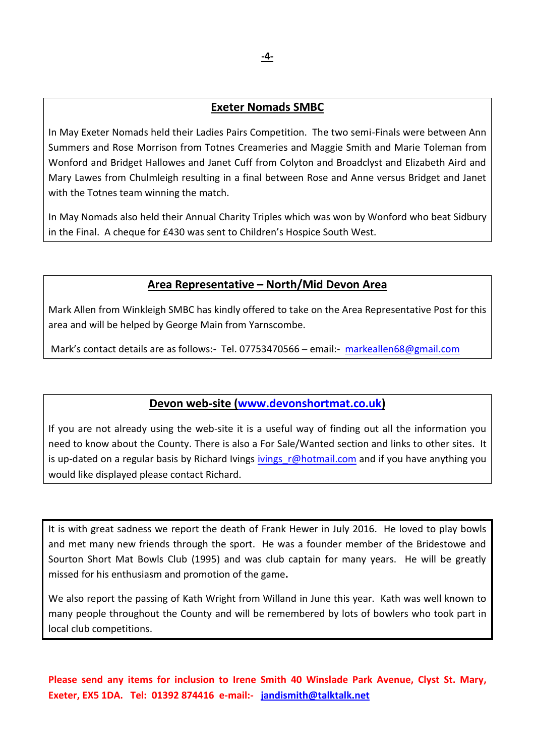## Exeter Nomads SMBC

In May Exeter Nomads held their Ladies Pairs Competition. The two semi-Finals were between Ann Summers and Rose Morrison from Totnes Creameries and Maggie Smith and Marie Toleman from Wonford and Bridget Hallowes and Janet Cuff from Colyton and Broadclyst and Elizabeth Aird and Mary Lawes from Chulmleigh resulting in a final between Rose and Anne versus Bridget and Janet with the Totnes team winning the match.

In May Nomads also held their Annual Charity Triples which was won by Wonford who beat Sidbury in the Final. A cheque for £430 was sent to Children's Hospice South West.

## Area Representative – North/Mid Devon Area

Mark Allen from Winkleigh SMBC has kindly offered to take on the Area Representative Post for this area and will be helped by George Main from Yarnscombe.

Mark's contact details are as follows:- Tel. 07753470566 – email:- markeallen68@gmail.com

## Devon web-site (www.devonshortmat.co.uk)

If you are not already using the web-site it is a useful way of finding out all the information you need to know about the County. There is also a For Sale/Wanted section and links to other sites. It is up-dated on a regular basis by Richard Ivings ivings_r@hotmail.com and if you have anything you would like displayed please contact Richard.

It is with great sadness we report the death of Frank Hewer in July 2016. He loved to play bowls and met many new friends through the sport. He was a founder member of the Bridestowe and Sourton Short Mat Bowls Club (1995) and was club captain for many years. He will be greatly missed for his enthusiasm and promotion of the game.

We also report the passing of Kath Wright from Willand in June this year. Kath was well known to many people throughout the County and will be remembered by lots of bowlers who took part in local club competitions.

**Please send any items for inclusion to Irene Smith 40 Winslade Park Avenue, Clyst St. Mary, Exeter, EX5 1DA. Tel: 01392 874416 e-mail:- jandismith@talktalk.net**